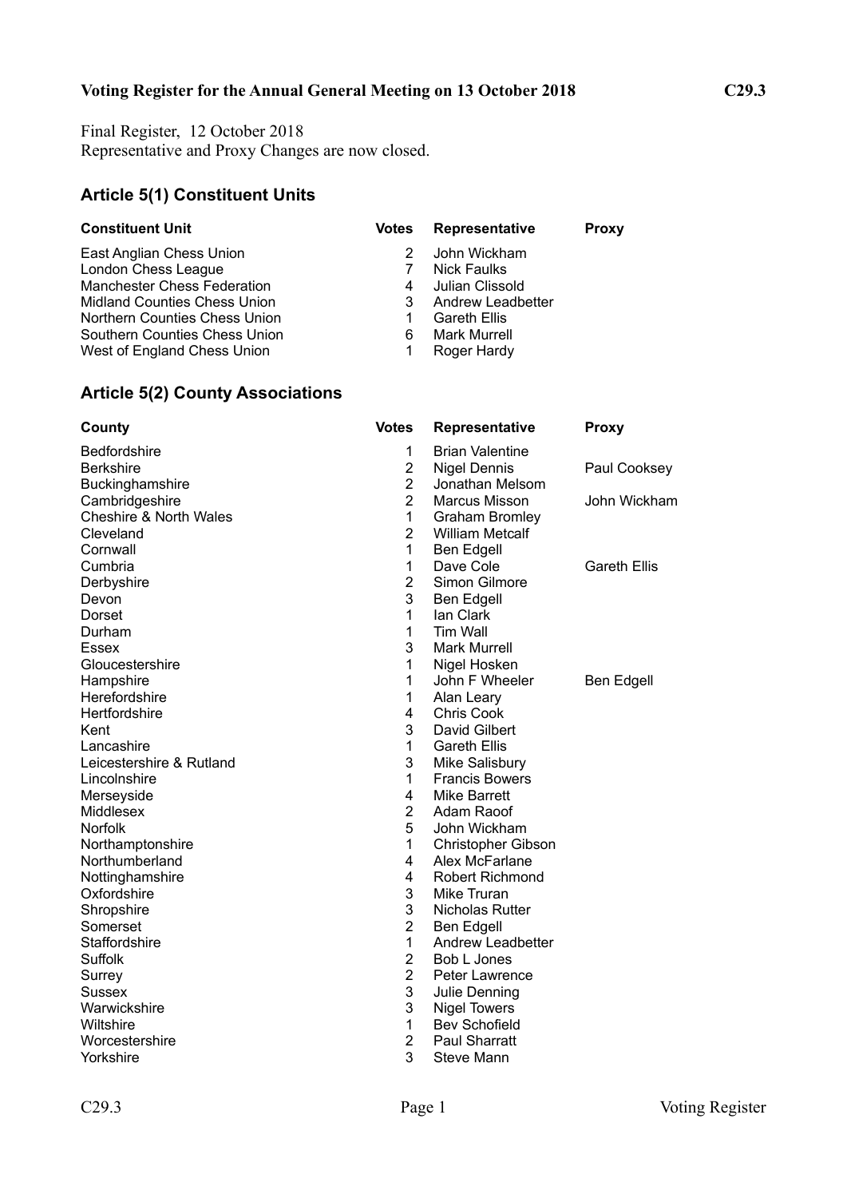**Voting Register for the Annual General Meeting on 13 October 2018** **C29.3**

Final Register, 12 October 2018
Representative and Proxy Changes are now closed.

## Article 5(1) Constituent Units

| Constituent Unit | Votes | Representative | Proxy |
|---|---|---|---|
| East Anglian Chess Union | 2 | John Wickham | |
| London Chess League | 7 | Nick Faulks | |
| Manchester Chess Federation | 4 | Julian Clissold | |
| Midland Counties Chess Union | 3 | Andrew Leadbetter | |
| Northern Counties Chess Union | 1 | Gareth Ellis | |
| Southern Counties Chess Union | 6 | Mark Murrell | |
| West of England Chess Union | 1 | Roger Hardy | |

## Article 5(2) County Associations

| County | Votes | Representative | Proxy |
|---|---|---|---|
| Bedfordshire | 1 | Brian Valentine | |
| Berkshire | 2 | Nigel Dennis | Paul Cooksey |
| Buckinghamshire | 2 | Jonathan Melsom | |
| Cambridgeshire | 2 | Marcus Misson | John Wickham |
| Cheshire & North Wales | 1 | Graham Bromley | |
| Cleveland | 2 | William Metcalf | |
| Cornwall | 1 | Ben Edgell | |
| Cumbria | 1 | Dave Cole | Gareth Ellis |
| Derbyshire | 2 | Simon Gilmore | |
| Devon | 3 | Ben Edgell | |
| Dorset | 1 | Ian Clark | |
| Durham | 1 | Tim Wall | |
| Essex | 3 | Mark Murrell | |
| Gloucestershire | 1 | Nigel Hosken | |
| Hampshire | 1 | John F Wheeler | Ben Edgell |
| Herefordshire | 1 | Alan Leary | |
| Hertfordshire | 4 | Chris Cook | |
| Kent | 3 | David Gilbert | |
| Lancashire | 1 | Gareth Ellis | |
| Leicestershire & Rutland | 3 | Mike Salisbury | |
| Lincolnshire | 1 | Francis Bowers | |
| Merseyside | 4 | Mike Barrett | |
| Middlesex | 2 | Adam Raoof | |
| Norfolk | 5 | John Wickham | |
| Northamptonshire | 1 | Christopher Gibson | |
| Northumberland | 4 | Alex McFarlane | |
| Nottinghamshire | 4 | Robert Richmond | |
| Oxfordshire | 3 | Mike Truran | |
| Shropshire | 3 | Nicholas Rutter | |
| Somerset | 2 | Ben Edgell | |
| Staffordshire | 1 | Andrew Leadbetter | |
| Suffolk | 2 | Bob L Jones | |
| Surrey | 2 | Peter Lawrence | |
| Sussex | 3 | Julie Denning | |
| Warwickshire | 3 | Nigel Towers | |
| Wiltshire | 1 | Bev Schofield | |
| Worcestershire | 2 | Paul Sharratt | |
| Yorkshire | 3 | Steve Mann | |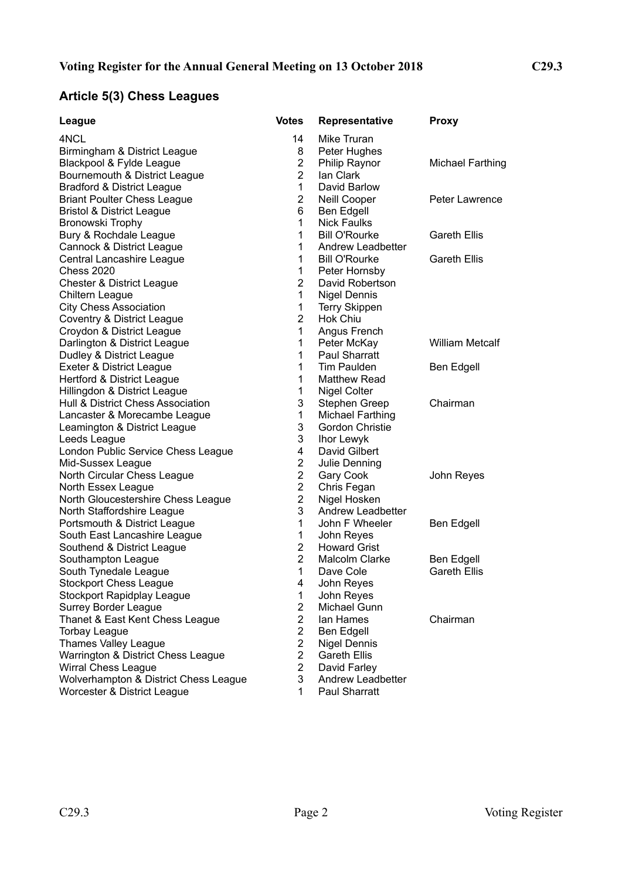# Voting Register for the Annual General Meeting on 13 October 2018

## Article 5(3) Chess Leagues

| League | Votes | Representative | Proxy |
| --- | --- | --- | --- |
| 4NCL | 14 | Mike Truran | |
| Birmingham & District League | 8 | Peter Hughes | |
| Blackpool & Fylde League | 2 | Philip Raynor | Michael Farthing |
| Bournemouth & District League | 2 | Ian Clark | |
| Bradford & District League | 1 | David Barlow | |
| Briant Poulter Chess League | 2 | Neill Cooper | Peter Lawrence |
| Bristol & District League | 6 | Ben Edgell | |
| Bronowski Trophy | 1 | Nick Faulks | |
| Bury & Rochdale League | 1 | Bill O'Rourke | Gareth Ellis |
| Cannock & District League | 1 | Andrew Leadbetter | |
| Central Lancashire League | 1 | Bill O'Rourke | Gareth Ellis |
| Chess 2020 | 1 | Peter Hornsby | |
| Chester & District League | 2 | David Robertson | |
| Chiltern League | 1 | Nigel Dennis | |
| City Chess Association | 1 | Terry Skippen | |
| Coventry & District League | 2 | Hok Chiu | |
| Croydon & District League | 1 | Angus French | |
| Darlington & District League | 1 | Peter McKay | William Metcalf |
| Dudley & District League | 1 | Paul Sharratt | |
| Exeter & District League | 1 | Tim Paulden | Ben Edgell |
| Hertford & District League | 1 | Matthew Read | |
| Hillingdon & District League | 1 | Nigel Colter | |
| Hull & District Chess Association | 3 | Stephen Greep | Chairman |
| Lancaster & Morecambe League | 1 | Michael Farthing | |
| Leamington & District League | 3 | Gordon Christie | |
| Leeds League | 3 | Ihor Lewyk | |
| London Public Service Chess League | 4 | David Gilbert | |
| Mid-Sussex League | 2 | Julie Denning | |
| North Circular Chess League | 2 | Gary Cook | John Reyes |
| North Essex League | 2 | Chris Fegan | |
| North Gloucestershire Chess League | 2 | Nigel Hosken | |
| North Staffordshire League | 3 | Andrew Leadbetter | |
| Portsmouth & District League | 1 | John F Wheeler | Ben Edgell |
| South East Lancashire League | 1 | John Reyes | |
| Southend & District League | 2 | Howard Grist | |
| Southampton League | 2 | Malcolm Clarke | Ben Edgell |
| South Tynedale League | 1 | Dave Cole | Gareth Ellis |
| Stockport Chess League | 4 | John Reyes | |
| Stockport Rapidplay League | 1 | John Reyes | |
| Surrey Border League | 2 | Michael Gunn | |
| Thanet & East Kent Chess League | 2 | Ian Hames | Chairman |
| Torbay League | 2 | Ben Edgell | |
| Thames Valley League | 2 | Nigel Dennis | |
| Warrington & District Chess League | 2 | Gareth Ellis | |
| Wirral Chess League | 2 | David Farley | |
| Wolverhampton & District Chess League | 3 | Andrew Leadbetter | |
| Worcester & District League | 1 | Paul Sharratt | |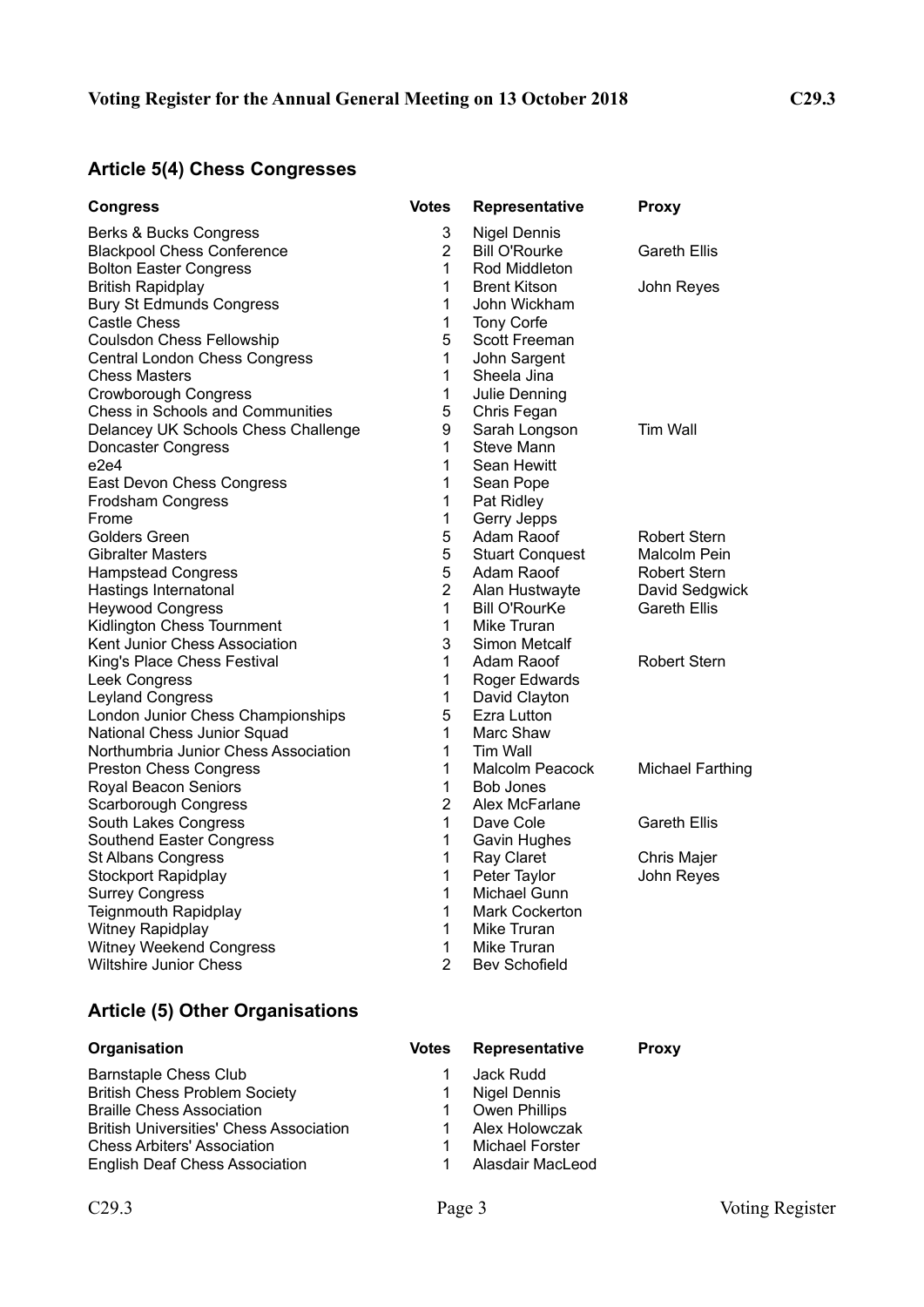**Voting Register for the Annual General Meeting on 13 October 2018**

## Article 5(4) Chess Congresses

| Congress | Votes | Representative | Proxy |
|---|---|---|---|
| Berks & Bucks Congress | 3 | Nigel Dennis | |
| Blackpool Chess Conference | 2 | Bill O'Rourke | Gareth Ellis |
| Bolton Easter Congress | 1 | Rod Middleton | |
| British Rapidplay | 1 | Brent Kitson | John Reyes |
| Bury St Edmunds Congress | 1 | John Wickham | |
| Castle Chess | 1 | Tony Corfe | |
| Coulsdon Chess Fellowship | 5 | Scott Freeman | |
| Central London Chess Congress | 1 | John Sargent | |
| Chess Masters | 1 | Sheela Jina | |
| Crowborough Congress | 1 | Julie Denning | |
| Chess in Schools and Communities | 5 | Chris Fegan | |
| Delancey UK Schools Chess Challenge | 9 | Sarah Longson | Tim Wall |
| Doncaster Congress | 1 | Steve Mann | |
| e2e4 | 1 | Sean Hewitt | |
| East Devon Chess Congress | 1 | Sean Pope | |
| Frodsham Congress | 1 | Pat Ridley | |
| Frome | 1 | Gerry Jepps | |
| Golders Green | 5 | Adam Raoof | Robert Stern |
| Gibralter Masters | 5 | Stuart Conquest | Malcolm Pein |
| Hampstead Congress | 5 | Adam Raoof | Robert Stern |
| Hastings Internatonal | 2 | Alan Hustwayte | David Sedgwick |
| Heywood Congress | 1 | Bill O'RourKe | Gareth Ellis |
| Kidlington Chess Tournment | 1 | Mike Truran | |
| Kent Junior Chess Association | 3 | Simon Metcalf | |
| King's Place Chess Festival | 1 | Adam Raoof | Robert Stern |
| Leek Congress | 1 | Roger Edwards | |
| Leyland Congress | 1 | David Clayton | |
| London Junior Chess Championships | 5 | Ezra Lutton | |
| National Chess Junior Squad | 1 | Marc Shaw | |
| Northumbria Junior Chess Association | 1 | Tim Wall | |
| Preston Chess Congress | 1 | Malcolm Peacock | Michael Farthing |
| Royal Beacon Seniors | 1 | Bob Jones | |
| Scarborough Congress | 2 | Alex McFarlane | |
| South Lakes Congress | 1 | Dave Cole | Gareth Ellis |
| Southend Easter Congress | 1 | Gavin Hughes | |
| St Albans Congress | 1 | Ray Claret | Chris Majer |
| Stockport Rapidplay | 1 | Peter Taylor | John Reyes |
| Surrey Congress | 1 | Michael Gunn | |
| Teignmouth Rapidplay | 1 | Mark Cockerton | |
| Witney Rapidplay | 1 | Mike Truran | |
| Witney Weekend Congress | 1 | Mike Truran | |
| Wiltshire Junior Chess | 2 | Bev Schofield | |

## Article (5) Other Organisations

| Organisation | Votes | Representative | Proxy |
|---|---|---|---|
| Barnstaple Chess Club | 1 | Jack Rudd | |
| British Chess Problem Society | 1 | Nigel Dennis | |
| Braille Chess Association | 1 | Owen Phillips | |
| British Universities' Chess Association | 1 | Alex Holowczak | |
| Chess Arbiters' Association | 1 | Michael Forster | |
| English Deaf Chess Association | 1 | Alasdair MacLeod | |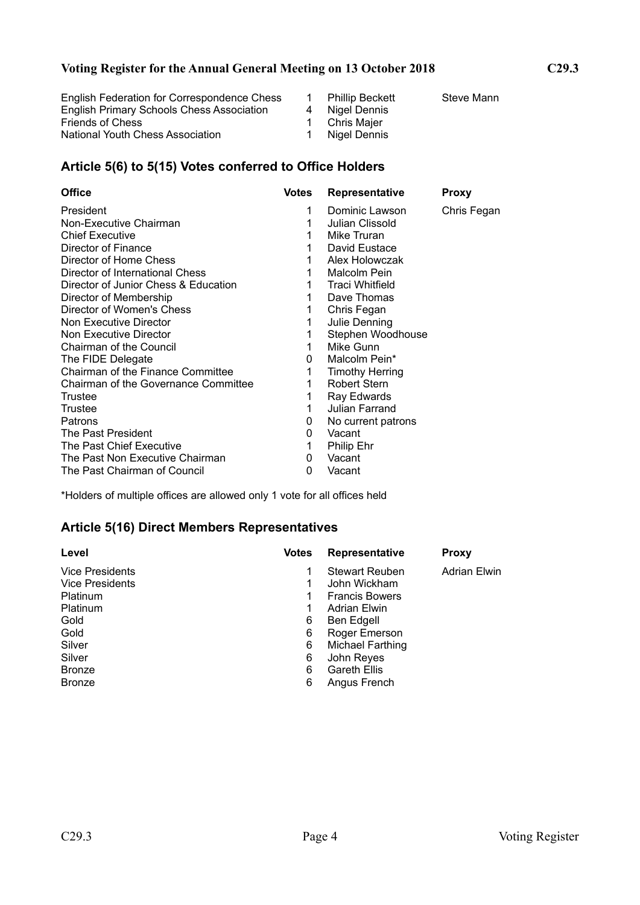| | | | |
|---|---|---|---|
| English Federation for Correspondence Chess | 1 | Phillip Beckett | Steve Mann |
| English Primary Schools Chess Association | 4 | Nigel Dennis | |
| Friends of Chess | 1 | Chris Majer | |
| National Youth Chess Association | 1 | Nigel Dennis | |

## Article 5(6) to 5(15) Votes conferred to Office Holders

| Office | Votes | Representative | Proxy |
|---|---|---|---|
| President | 1 | Dominic Lawson | Chris Fegan |
| Non-Executive Chairman | 1 | Julian Clissold | |
| Chief Executive | 1 | Mike Truran | |
| Director of Finance | 1 | David Eustace | |
| Director of Home Chess | 1 | Alex Holowczak | |
| Director of International Chess | 1 | Malcolm Pein | |
| Director of Junior Chess & Education | 1 | Traci Whitfield | |
| Director of Membership | 1 | Dave Thomas | |
| Director of Women's Chess | 1 | Chris Fegan | |
| Non Executive Director | 1 | Julie Denning | |
| Non Executive Director | 1 | Stephen Woodhouse | |
| Chairman of the Council | 1 | Mike Gunn | |
| The FIDE Delegate | 0 | Malcolm Pein* | |
| Chairman of the Finance Committee | 1 | Timothy Herring | |
| Chairman of the Governance Committee | 1 | Robert Stern | |
| Trustee | 1 | Ray Edwards | |
| Trustee | 1 | Julian Farrand | |
| Patrons | 0 | No current patrons | |
| The Past President | 0 | Vacant | |
| The Past Chief Executive | 1 | Philip Ehr | |
| The Past Non Executive Chairman | 0 | Vacant | |
| The Past Chairman of Council | 0 | Vacant | |

*Holders of multiple offices are allowed only 1 vote for all offices held

## Article 5(16) Direct Members Representatives

| Level | Votes | Representative | Proxy |
|---|---|---|---|
| Vice Presidents | 1 | Stewart Reuben | Adrian Elwin |
| Vice Presidents | 1 | John Wickham | |
| Platinum | 1 | Francis Bowers | |
| Platinum | 1 | Adrian Elwin | |
| Gold | 6 | Ben Edgell | |
| Gold | 6 | Roger Emerson | |
| Silver | 6 | Michael Farthing | |
| Silver | 6 | John Reyes | |
| Bronze | 6 | Gareth Ellis | |
| Bronze | 6 | Angus French | |